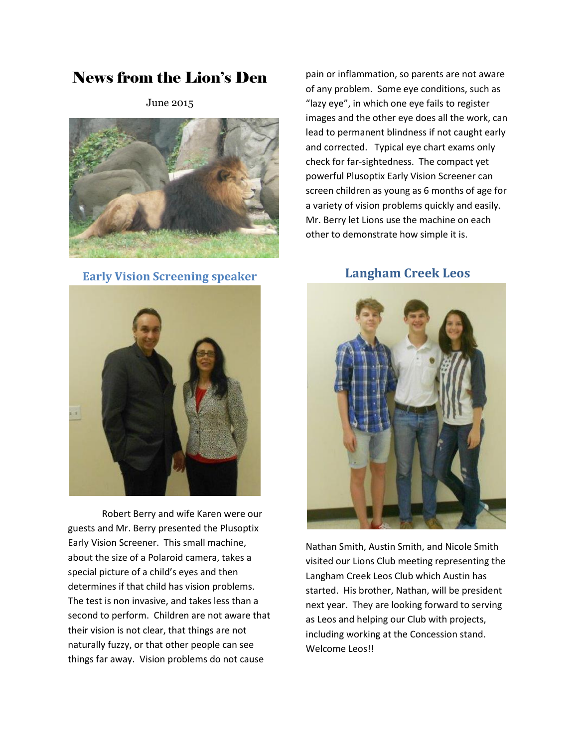# News from the Lion's Den

June 2015

## Early Vision Screening speaker

Robert Berry and wife Karen were our guests and Mr. Berry presented the Plusoptix Early Vision Screener. This small machine, about the size of a Polaroid camera, takes a special picture of a child's eyes and then determines if that child has vision problems. The test is non invasive, and takes less than a second to perform. Children are not aware that their vision is not clear, that things are not naturally fuzzy, or that other people can see things far away. Vision problems do not cause pain or inflammation, so parents are not aware of any problem. Some eye conditions, such as "lazy eye", in which one eye fails to register images and the other eye does all the work, can lead to permanent blindness if not caught early and corrected. Typical eye chart exams only check for far-sightedness. The compact yet powerful Plusoptix Early Vision Screener can screen children as young as 6 months of age for a variety of vision problems quickly and easily. Mr. Berry let Lions use the machine on each other to demonstrate how simple it is.

## Langham Creek Leos

Nathan Smith, Austin Smith, and Nicole Smith visited our Lions Club meeting representing the Langham Creek Leos Club which Austin has started. His brother, Nathan, will be president next year. They are looking forward to serving as Leos and helping our Club with projects, including working at the Concession stand. Welcome Leos!!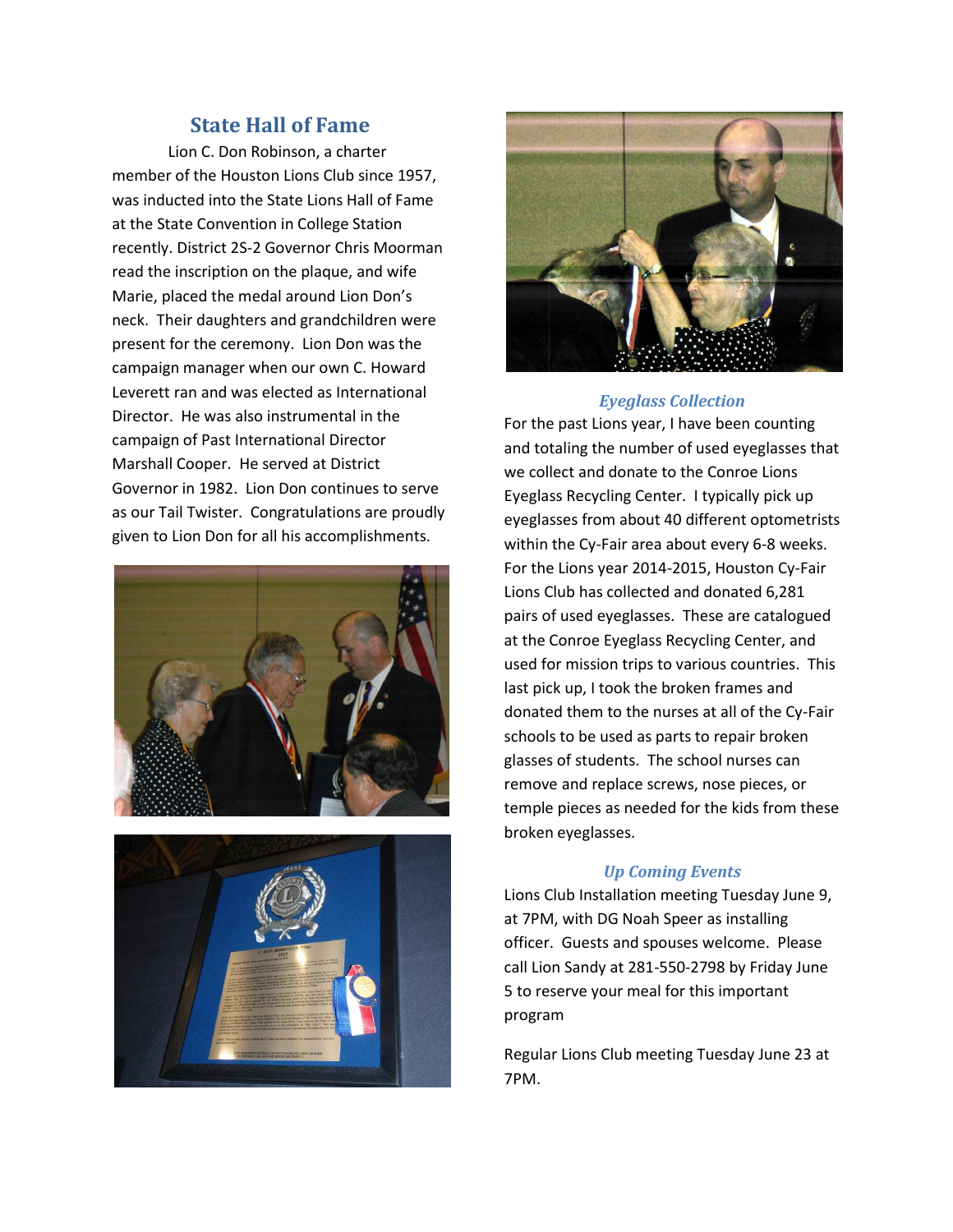## State Hall of Fame

Lion C. Don Robinson, a charter member of the Houston Lions Club since 1957, was inducted into the State Lions Hall of Fame at the State Convention in College Station recently. District 2S-2 Governor Chris Moorman read the inscription on the plaque, and wife Marie, placed the medal around Lion Don's neck. Their daughters and grandchildren were present for the ceremony. Lion Don was the campaign manager when our own C. Howard Leverett ran and was elected as International Director. He was also instrumental in the campaign of Past International Director Marshall Cooper. He served at District Governor in 1982. Lion Don continues to serve as our Tail Twister. Congratulations are proudly given to Lion Don for all his accomplishments.

### *Eyeglass Collection*

For the past Lions year, I have been counting and totaling the number of used eyeglasses that we collect and donate to the Conroe Lions Eyeglass Recycling Center. I typically pick up eyeglasses from about 40 different optometrists within the Cy-Fair area about every 6-8 weeks. For the Lions year 2014-2015, Houston Cy-Fair Lions Club has collected and donated 6,281 pairs of used eyeglasses. These are catalogued at the Conroe Eyeglass Recycling Center, and used for mission trips to various countries. This last pick up, I took the broken frames and donated them to the nurses at all of the Cy-Fair schools to be used as parts to repair broken glasses of students. The school nurses can remove and replace screws, nose pieces, or temple pieces as needed for the kids from these broken eyeglasses.

### *Up Coming Events*

Lions Club Installation meeting Tuesday June 9, at 7PM, with DG Noah Speer as installing officer. Guests and spouses welcome. Please call Lion Sandy at 281-550-2798 by Friday June 5 to reserve your meal for this important program

Regular Lions Club meeting Tuesday June 23 at 7PM.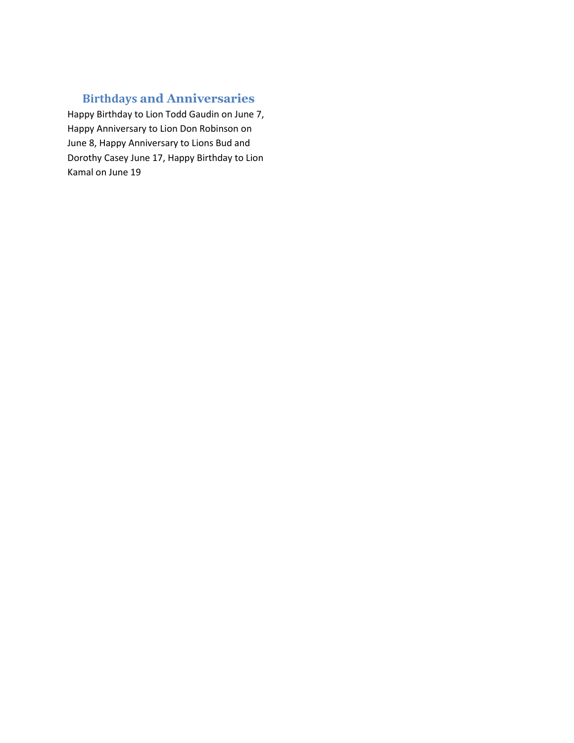## Birthdays and Anniversaries

Happy Birthday to Lion Todd Gaudin on June 7, Happy Anniversary to Lion Don Robinson on June 8, Happy Anniversary to Lions Bud and Dorothy Casey June 17, Happy Birthday to Lion Kamal on June 19